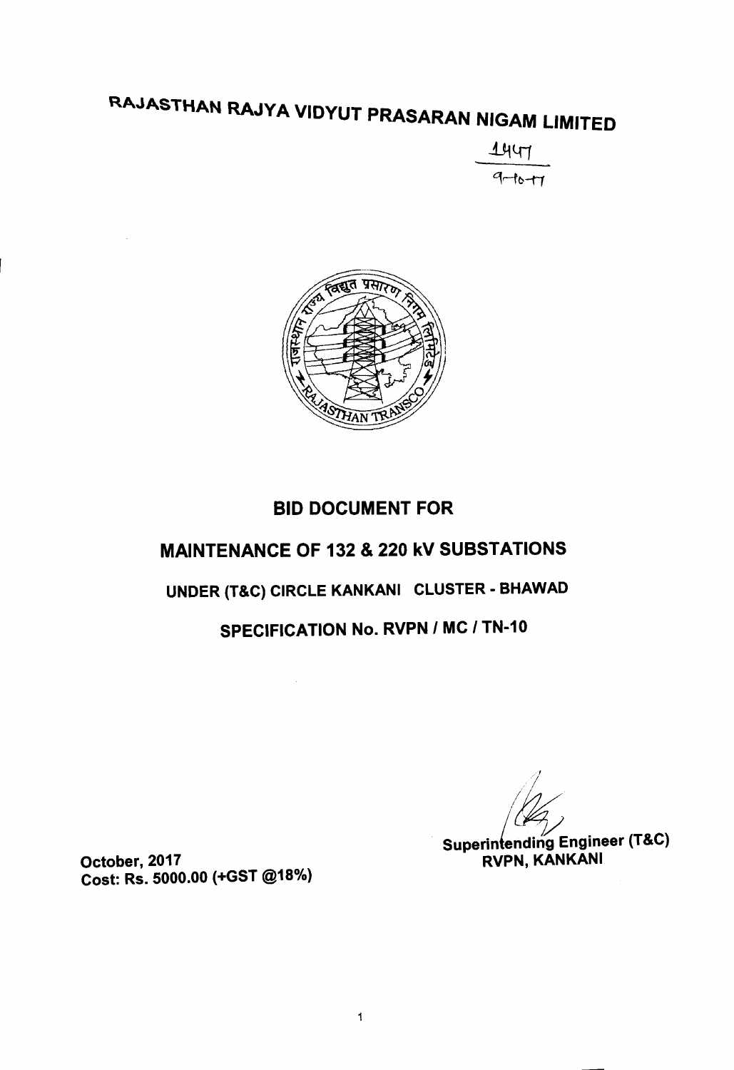# RAJASTHAN RAJYA VIDYUT PRASARAN NIGAM LIMITED

1447
9-10-17

## BID DOCUMENT FOR

## MAINTENANCE OF 132 & 220 kV SUBSTATIONS

### UNDER (T&C) CIRCLE KANKANI CLUSTER - BHAWAD

### SPECIFICATION No. RVPN / MC / TN-10

Superintending Engineer (T&C)
RVPN, KANKANI

October, 2017
Cost: Rs. 5000.00 (+GST @18%)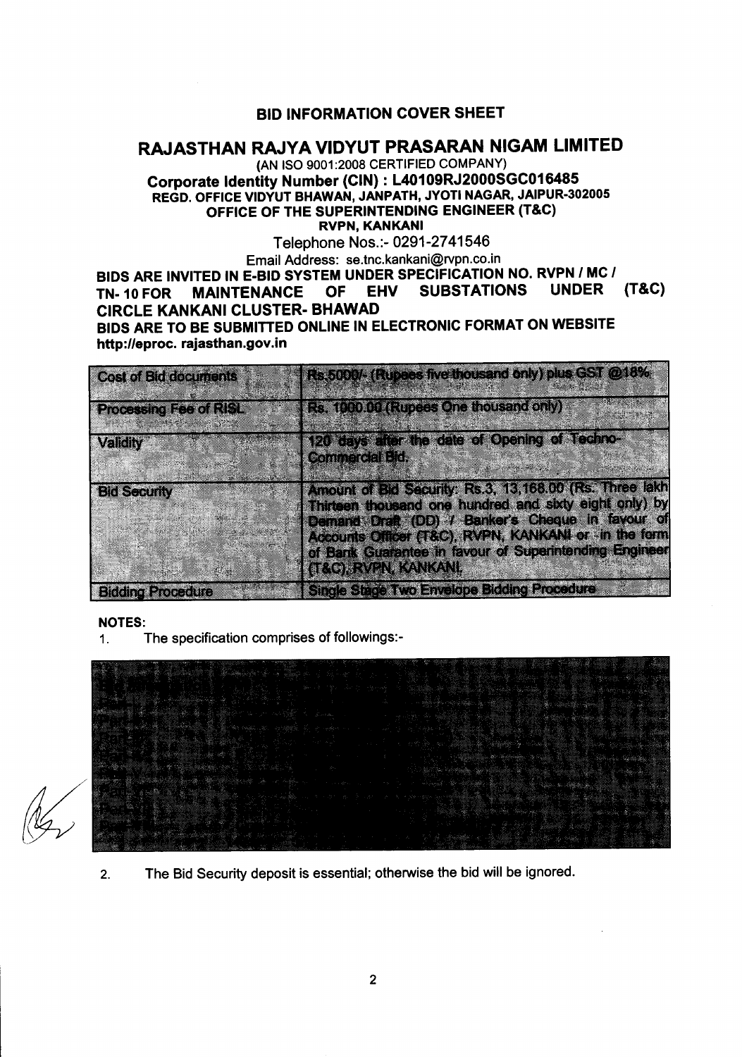# BID INFORMATION COVER SHEET

## RAJASTHAN RAJYA VIDYUT PRASARAN NIGAM LIMITED

(AN ISO 9001:2008 CERTIFIED COMPANY)

**Corporate Identity Number (CIN) : L40109RJ2000SGC016485**

**REGD. OFFICE VIDYUT BHAWAN, JANPATH, JYOTI NAGAR, JAIPUR-302005**

**OFFICE OF THE SUPERINTENDING ENGINEER (T&C)**

**RVPN, KANKANI**

Telephone Nos.:- 0291-2741546

Email Address: se.tnc.kankani@rvpn.co.in

**BIDS ARE INVITED IN E-BID SYSTEM UNDER SPECIFICATION NO. RVPN / MC / TN- 10 FOR MAINTENANCE OF EHV SUBSTATIONS UNDER (T&C) CIRCLE KANKANI CLUSTER- BHAWAD**

**BIDS ARE TO BE SUBMITTED ONLINE IN ELECTRONIC FORMAT ON WEBSITE http://eproc. rajasthan.gov.in**

| Cost of Bid documents | Rs.5000/- (Rupees five thousand only) plus GST @18% |
|---|---|
| Processing Fee of RISL | Rs. 1000.00 (Rupees One thousand only) |
| Validity | 120 days after the date of Opening of Techno-Commercial Bid. |
| Bid Security | Amount of Bid Security: Rs.3, 13,168.00 (Rs. Three lakh Thirteen thousand one hundred and sixty eight only) by Demand Draft (DD) / Banker's Cheque in favour of Accounts Officer (T&C), RVPN, KANKANI or in the form of Bank Guarantee in favour of Superintending Engineer (T&C), RVPN, KANKANI. |
| Bidding Procedure | Single Stage Two Envelope Bidding Procedure |

**NOTES:**

1. The specification comprises of followings:-

2. The Bid Security deposit is essential; otherwise the bid will be ignored.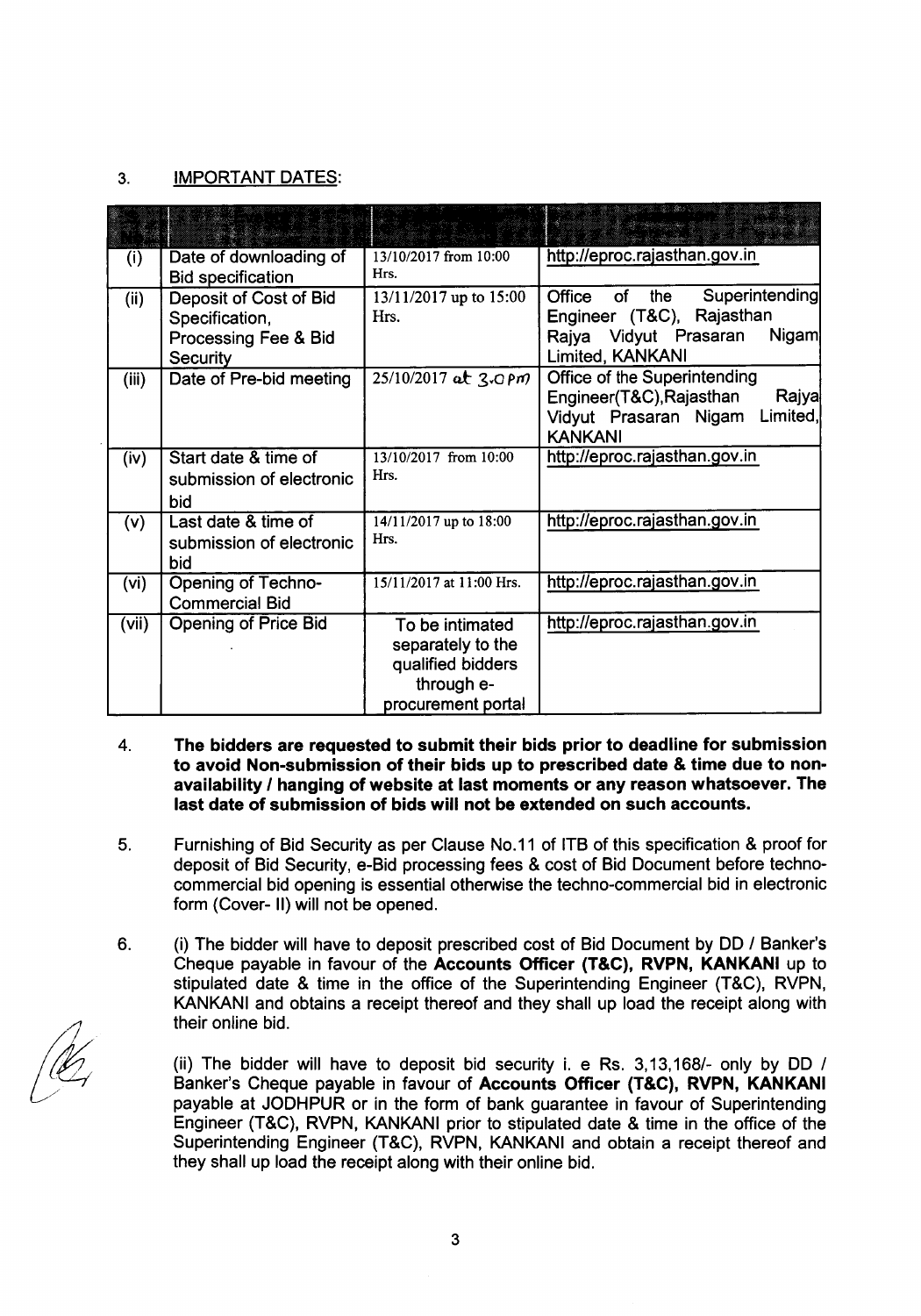3. IMPORTANT DATES:

| | | | |
|---|---|---|---|
| (i) | Date of downloading of Bid specification | 13/10/2017 from 10:00 Hrs. | http://eproc.rajasthan.gov.in |
| (ii) | Deposit of Cost of Bid Specification, Processing Fee & Bid Security | 13/11/2017 up to 15:00 Hrs. | Office of the Superintending Engineer (T&C), Rajasthan Rajya Vidyut Prasaran Nigam Limited, KANKANI |
| (iii) | Date of Pre-bid meeting | 25/10/2017 at 3.0 pm | Office of the Superintending Engineer(T&C),Rajasthan Rajya Vidyut Prasaran Nigam Limited, KANKANI |
| (iv) | Start date & time of submission of electronic bid | 13/10/2017 from 10:00 Hrs. | http://eproc.rajasthan.gov.in |
| (v) | Last date & time of submission of electronic bid | 14/11/2017 up to 18:00 Hrs. | http://eproc.rajasthan.gov.in |
| (vi) | Opening of Techno-Commercial Bid | 15/11/2017 at 11:00 Hrs. | http://eproc.rajasthan.gov.in |
| (vii) | Opening of Price Bid | To be intimated separately to the qualified bidders through e-procurement portal | http://eproc.rajasthan.gov.in |

4. **The bidders are requested to submit their bids prior to deadline for submission to avoid Non-submission of their bids up to prescribed date & time due to non-availability / hanging of website at last moments or any reason whatsoever. The last date of submission of bids will not be extended on such accounts.**

5. Furnishing of Bid Security as per Clause No.11 of ITB of this specification & proof for deposit of Bid Security, e-Bid processing fees & cost of Bid Document before techno-commercial bid opening is essential otherwise the techno-commercial bid in electronic form (Cover- II) will not be opened.

6. (i) The bidder will have to deposit prescribed cost of Bid Document by DD / Banker's Cheque payable in favour of the **Accounts Officer (T&C), RVPN, KANKANI** up to stipulated date & time in the office of the Superintending Engineer (T&C), RVPN, KANKANI and obtains a receipt thereof and they shall up load the receipt along with their online bid.

   (ii) The bidder will have to deposit bid security i. e Rs. 3,13,168/- only by DD / Banker's Cheque payable in favour of **Accounts Officer (T&C), RVPN, KANKANI** payable at JODHPUR or in the form of bank guarantee in favour of Superintending Engineer (T&C), RVPN, KANKANI prior to stipulated date & time in the office of the Superintending Engineer (T&C), RVPN, KANKANI and obtain a receipt thereof and they shall up load the receipt along with their online bid.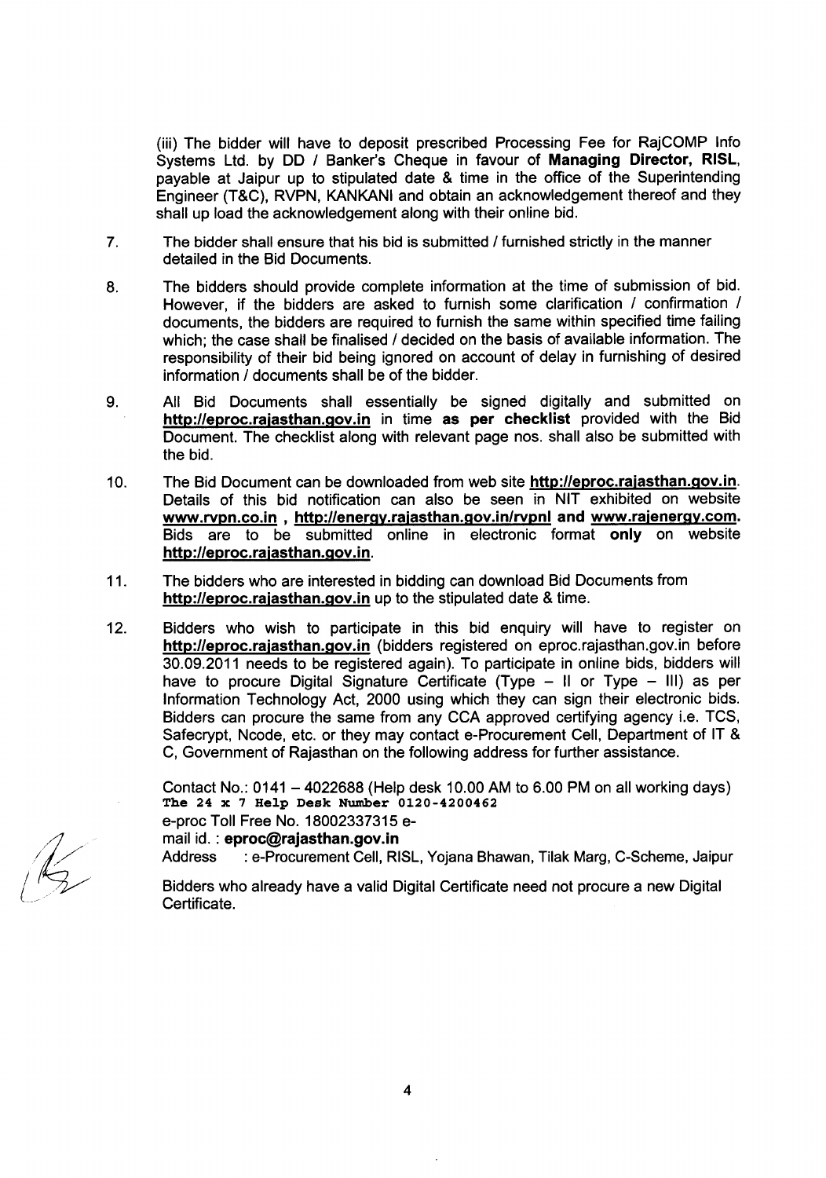(iii) The bidder will have to deposit prescribed Processing Fee for RajCOMP Info Systems Ltd. by DD / Banker's Cheque in favour of **Managing Director, RISL**, payable at Jaipur up to stipulated date & time in the office of the Superintending Engineer (T&C), RVPN, KANKANI and obtain an acknowledgement thereof and they shall up load the acknowledgement along with their online bid.

7. The bidder shall ensure that his bid is submitted / furnished strictly in the manner detailed in the Bid Documents.

8. The bidders should provide complete information at the time of submission of bid. However, if the bidders are asked to furnish some clarification / confirmation / documents, the bidders are required to furnish the same within specified time failing which; the case shall be finalised / decided on the basis of available information. The responsibility of their bid being ignored on account of delay in furnishing of desired information / documents shall be of the bidder.

9. All Bid Documents shall essentially be signed digitally and submitted on **http://eproc.rajasthan.gov.in** in time **as per checklist** provided with the Bid Document. The checklist along with relevant page nos. shall also be submitted with the bid.

10. The Bid Document can be downloaded from web site **http://eproc.rajasthan.gov.in**. Details of this bid notification can also be seen in NIT exhibited on website **www.rvpn.co.in , http://energy.rajasthan.gov.in/rvpnl and www.rajenergy.com.** Bids are to be submitted online in electronic format **only** on website **http://eproc.rajasthan.gov.in**.

11. The bidders who are interested in bidding can download Bid Documents from **http://eproc.rajasthan.gov.in** up to the stipulated date & time.

12. Bidders who wish to participate in this bid enquiry will have to register on **http://eproc.rajasthan.gov.in** (bidders registered on eproc.rajasthan.gov.in before 30.09.2011 needs to be registered again). To participate in online bids, bidders will have to procure Digital Signature Certificate (Type – II or Type – III) as per Information Technology Act, 2000 using which they can sign their electronic bids. Bidders can procure the same from any CCA approved certifying agency i.e. TCS, Safecrypt, Ncode, etc. or they may contact e-Procurement Cell, Department of IT & C, Government of Rajasthan on the following address for further assistance.

    Contact No.: 0141 – 4022688 (Help desk 10.00 AM to 6.00 PM on all working days)
    **The 24 x 7 Help Desk Number 0120-4200462**
    e-proc Toll Free No. 18002337315 e-
    mail id. : **eproc@rajasthan.gov.in**
    Address : e-Procurement Cell, RISL, Yojana Bhawan, Tilak Marg, C-Scheme, Jaipur

    Bidders who already have a valid Digital Certificate need not procure a new Digital Certificate.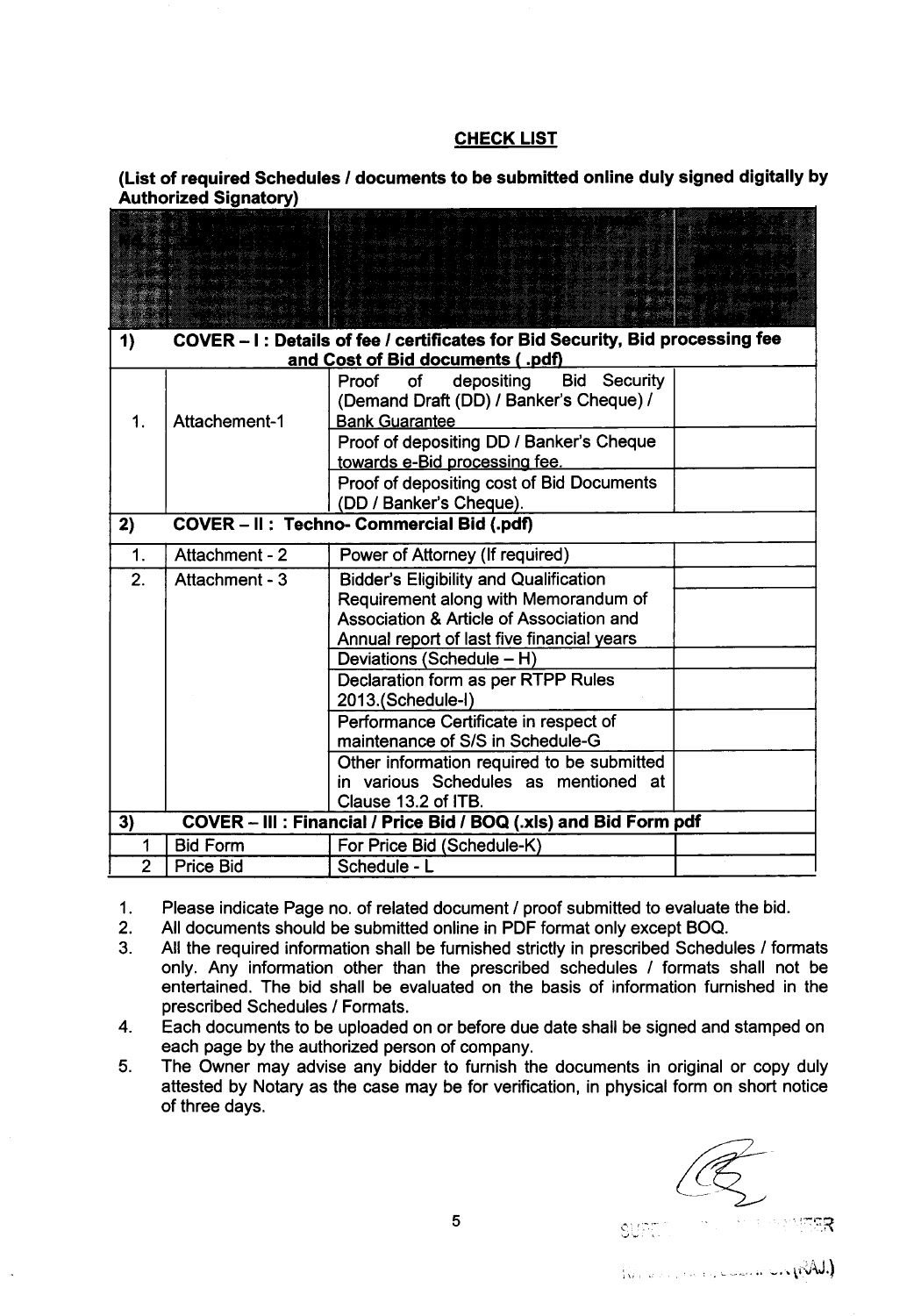## CHECK LIST

**(List of required Schedules / documents to be submitted online duly signed digitally by Authorized Signatory)**

| | | | |
|---|---|---|---|
| **1)** | **COVER – I : Details of fee / certificates for Bid Security, Bid processing fee and Cost of Bid documents ( .pdf)** | | |
| 1. | Attachement-1 | Proof of depositing Bid Security (Demand Draft (DD) / Banker's Cheque) / Bank Guarantee | |
| | | Proof of depositing DD / Banker's Cheque towards e-Bid processing fee. | |
| | | Proof of depositing cost of Bid Documents (DD / Banker's Cheque). | |
| **2)** | **COVER – II : Techno- Commercial Bid (.pdf)** | | |
| 1. | Attachment - 2 | Power of Attorney (If required) | |
| 2. | Attachment - 3 | Bidder's Eligibility and Qualification Requirement along with Memorandum of Association & Article of Association and Annual report of last five financial years | |
| | | Deviations (Schedule – H) | |
| | | Declaration form as per RTPP Rules 2013.(Schedule-I) | |
| | | Performance Certificate in respect of maintenance of S/S in Schedule-G | |
| | | Other information required to be submitted in various Schedules as mentioned at Clause 13.2 of ITB. | |
| **3)** | **COVER – III : Financial / Price Bid / BOQ (.xls) and Bid Form pdf** | | |
| 1 | Bid Form | For Price Bid (Schedule-K) | |
| 2 | Price Bid | Schedule - L | |

1. Please indicate Page no. of related document / proof submitted to evaluate the bid.
2. All documents should be submitted online in PDF format only except BOQ.
3. All the required information shall be furnished strictly in prescribed Schedules / formats only. Any information other than the prescribed schedules / formats shall not be entertained. The bid shall be evaluated on the basis of information furnished in the prescribed Schedules / Formats.
4. Each documents to be uploaded on or before due date shall be signed and stamped on each page by the authorized person of company.
5. The Owner may advise any bidder to furnish the documents in original or copy duly attested by Notary as the case may be for verification, in physical form on short notice of three days.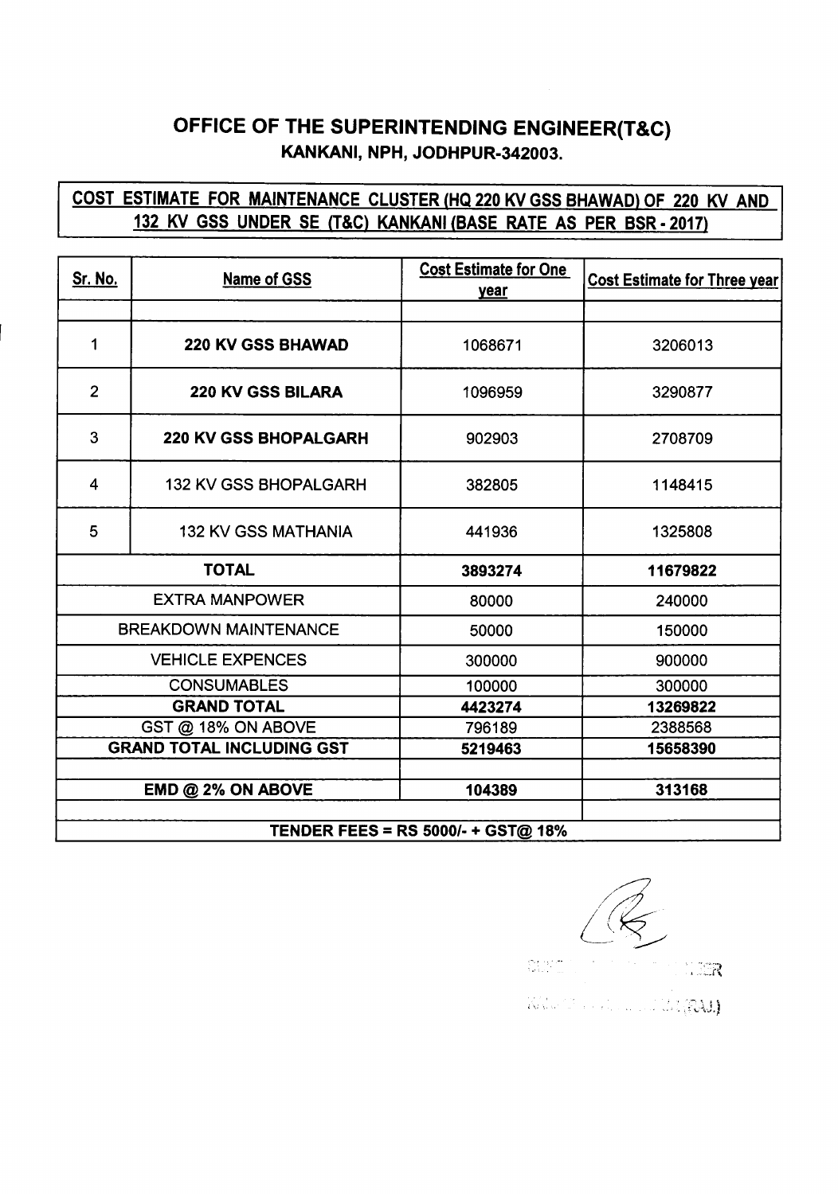# OFFICE OF THE SUPERINTENDING ENGINEER(T&C)
## KANKANI, NPH, JODHPUR-342003.

**COST ESTIMATE FOR MAINTENANCE CLUSTER (HQ 220 KV GSS BHAWAD) OF 220 KV AND 132 KV GSS UNDER SE (T&C) KANKANI (BASE RATE AS PER BSR - 2017)**

| Sr. No. | Name of GSS | Cost Estimate for One year | Cost Estimate for Three year |
|---|---|---|---|
| | | | |
| 1 | **220 KV GSS BHAWAD** | 1068671 | 3206013 |
| 2 | **220 KV GSS BILARA** | 1096959 | 3290877 |
| 3 | **220 KV GSS BHOPALGARH** | 902903 | 2708709 |
| 4 | 132 KV GSS BHOPALGARH | 382805 | 1148415 |
| 5 | 132 KV GSS MATHANIA | 441936 | 1325808 |
| **TOTAL** | | **3893274** | **11679822** |
| EXTRA MANPOWER | | 80000 | 240000 |
| BREAKDOWN MAINTENANCE | | 50000 | 150000 |
| VEHICLE EXPENCES | | 300000 | 900000 |
| CONSUMABLES | | 100000 | 300000 |
| **GRAND TOTAL** | | **4423274** | **13269822** |
| GST @ 18% ON ABOVE | | 796189 | 2388568 |
| **GRAND TOTAL INCLUDING GST** | | **5219463** | **15658390** |
| | | | |
| **EMD @ 2% ON ABOVE** | | **104389** | **313168** |
| | | | |
| **TENDER FEES = RS 5000/- + GST@ 18%** | | | |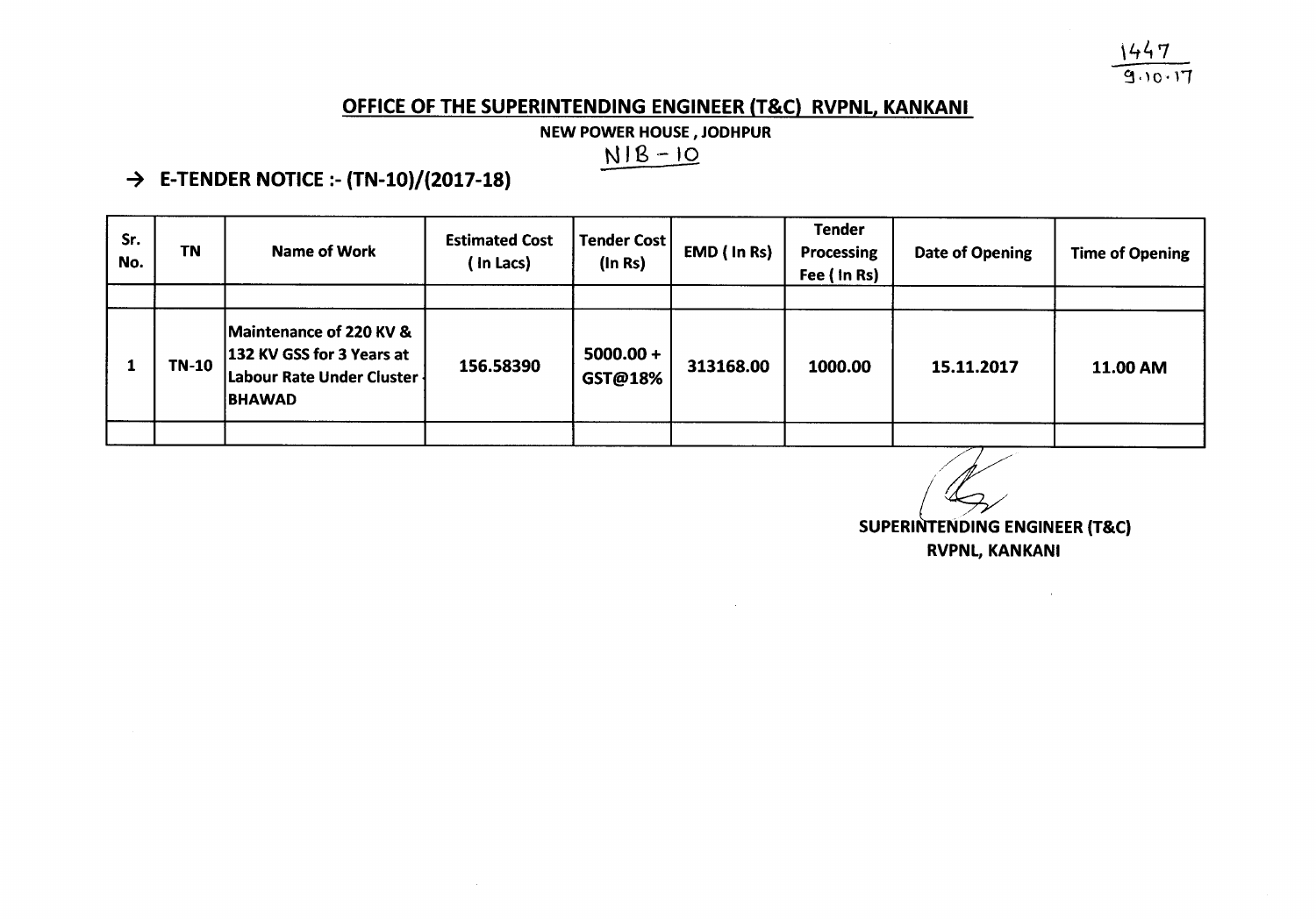1447
9.10.17

## OFFICE OF THE SUPERINTENDING ENGINEER (T&C) RVPNL, KANKANI

**NEW POWER HOUSE , JODHPUR**

NIB - 10

### → E-TENDER NOTICE :- (TN-10)/(2017-18)

| Sr. No. | TN | Name of Work | Estimated Cost ( In Lacs) | Tender Cost (In Rs) | EMD ( In Rs) | Tender Processing Fee ( In Rs) | Date of Opening | Time of Opening |
|---|---|---|---|---|---|---|---|---|
| | | | | | | | | |
| 1 | TN-10 | Maintenance of 220 KV & 132 KV GSS for 3 Years at Labour Rate Under Cluster - BHAWAD | 156.58390 | 5000.00 + GST@18% | 313168.00 | 1000.00 | 15.11.2017 | 11.00 AM |
| | | | | | | | | |

**SUPERINTENDING ENGINEER (T&C)**
**RVPNL, KANKANI**